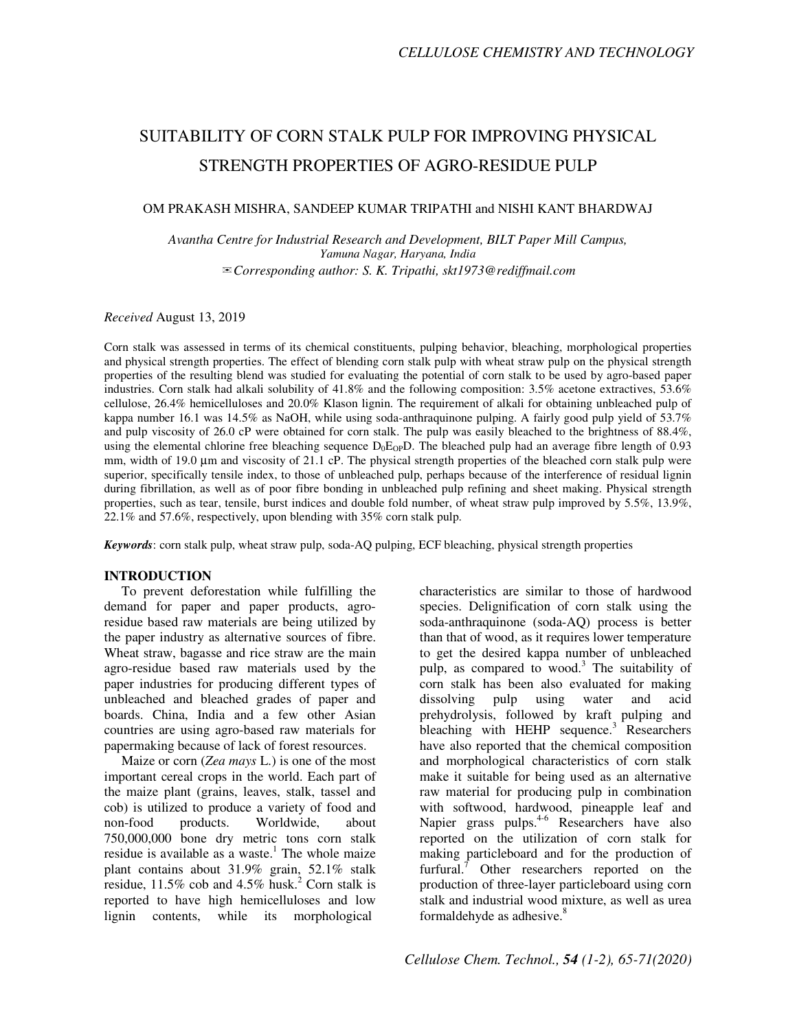# SUITABILITY OF CORN STALK PULP FOR IMPROVING PHYSICAL STRENGTH PROPERTIES OF AGRO-RESIDUE PULP

OM PRAKASH MISHRA, SANDEEP KUMAR TRIPATHI and NISHI KANT BHARDWAJ

*Avantha Centre for Industrial Research and Development, BILT Paper Mill Campus,*
*Yamuna Nagar, Haryana, India*
✉*Corresponding author: S. K. Tripathi, skt1973@rediffmail.com*

*Received* August 13, 2019

Corn stalk was assessed in terms of its chemical constituents, pulping behavior, bleaching, morphological properties and physical strength properties. The effect of blending corn stalk pulp with wheat straw pulp on the physical strength properties of the resulting blend was studied for evaluating the potential of corn stalk to be used by agro-based paper industries. Corn stalk had alkali solubility of 41.8% and the following composition: 3.5% acetone extractives, 53.6% cellulose, 26.4% hemicelluloses and 20.0% Klason lignin. The requirement of alkali for obtaining unbleached pulp of kappa number 16.1 was 14.5% as NaOH, while using soda-anthraquinone pulping. A fairly good pulp yield of 53.7% and pulp viscosity of 26.0 cP were obtained for corn stalk. The pulp was easily bleached to the brightness of 88.4%, using the elemental chlorine free bleaching sequence $D_0E_{OP}D$. The bleached pulp had an average fibre length of 0.93 mm, width of 19.0 µm and viscosity of 21.1 cP. The physical strength properties of the bleached corn stalk pulp were superior, specifically tensile index, to those of unbleached pulp, perhaps because of the interference of residual lignin during fibrillation, as well as of poor fibre bonding in unbleached pulp refining and sheet making. Physical strength properties, such as tear, tensile, burst indices and double fold number, of wheat straw pulp improved by 5.5%, 13.9%, 22.1% and 57.6%, respectively, upon blending with 35% corn stalk pulp.

***Keywords***: corn stalk pulp, wheat straw pulp, soda-AQ pulping, ECF bleaching, physical strength properties

## INTRODUCTION

To prevent deforestation while fulfilling the demand for paper and paper products, agro-residue based raw materials are being utilized by the paper industry as alternative sources of fibre. Wheat straw, bagasse and rice straw are the main agro-residue based raw materials used by the paper industries for producing different types of unbleached and bleached grades of paper and boards. China, India and a few other Asian countries are using agro-based raw materials for papermaking because of lack of forest resources.

Maize or corn (*Zea mays* L.) is one of the most important cereal crops in the world. Each part of the maize plant (grains, leaves, stalk, tassel and cob) is utilized to produce a variety of food and non-food products. Worldwide, about 750,000,000 bone dry metric tons corn stalk residue is available as a waste.[1] The whole maize plant contains about 31.9% grain, 52.1% stalk residue, 11.5% cob and 4.5% husk.[2] Corn stalk is reported to have high hemicelluloses and low lignin contents, while its morphological characteristics are similar to those of hardwood species. Delignification of corn stalk using the soda-anthraquinone (soda-AQ) process is better than that of wood, as it requires lower temperature to get the desired kappa number of unbleached pulp, as compared to wood.[3] The suitability of corn stalk has been also evaluated for making dissolving pulp using water and acid prehydrolysis, followed by kraft pulping and bleaching with HEHP sequence.[3] Researchers have also reported that the chemical composition and morphological characteristics of corn stalk make it suitable for being used as an alternative raw material for producing pulp in combination with softwood, hardwood, pineapple leaf and Napier grass pulps.[4-6] Researchers have also reported on the utilization of corn stalk for making particleboard and for the production of furfural.[7] Other researchers reported on the production of three-layer particleboard using corn stalk and industrial wood mixture, as well as urea formaldehyde as adhesive.[8]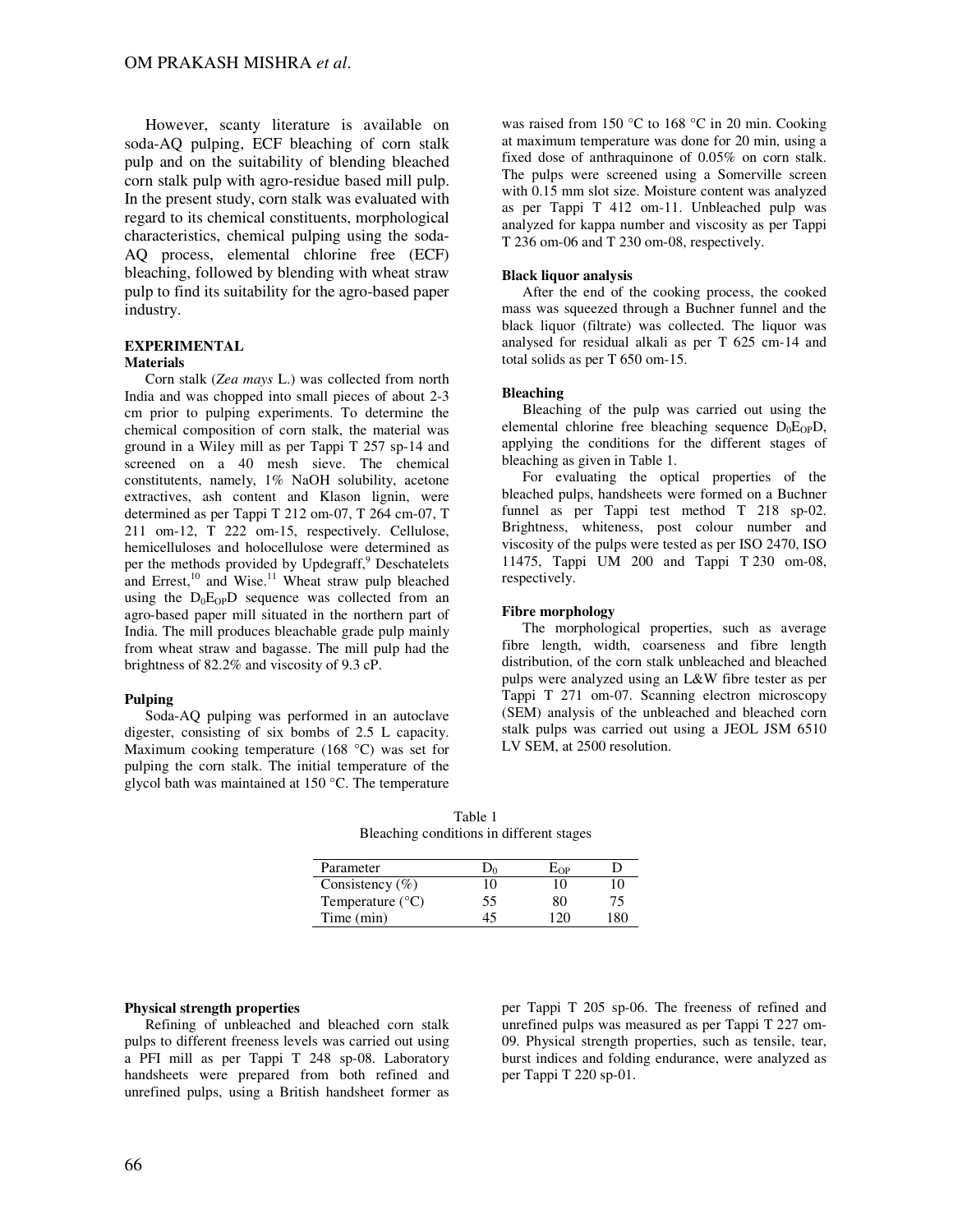However, scanty literature is available on soda-AQ pulping, ECF bleaching of corn stalk pulp and on the suitability of blending bleached corn stalk pulp with agro-residue based mill pulp. In the present study, corn stalk was evaluated with regard to its chemical constituents, morphological characteristics, chemical pulping using the soda-AQ process, elemental chlorine free (ECF) bleaching, followed by blending with wheat straw pulp to find its suitability for the agro-based paper industry.

## EXPERIMENTAL

### Materials

Corn stalk (*Zea mays* L.) was collected from north India and was chopped into small pieces of about 2-3 cm prior to pulping experiments. To determine the chemical composition of corn stalk, the material was ground in a Wiley mill as per Tappi T 257 sp-14 and screened on a 40 mesh sieve. The chemical constituents, namely, 1% NaOH solubility, acetone extractives, ash content and Klason lignin, were determined as per Tappi T 212 om-07, T 264 cm-07, T 211 om-12, T 222 om-15, respectively. Cellulose, hemicelluloses and holocellulose were determined as per the methods provided by Updegraff,[9] Deschatelets and Errest,[10] and Wise.[11] Wheat straw pulp bleached using the $D_0E_{OP}D$ sequence was collected from an agro-based paper mill situated in the northern part of India. The mill produces bleachable grade pulp mainly from wheat straw and bagasse. The mill pulp had the brightness of 82.2% and viscosity of 9.3 cP.

### Pulping

Soda-AQ pulping was performed in an autoclave digester, consisting of six bombs of 2.5 L capacity. Maximum cooking temperature (168 °C) was set for pulping the corn stalk. The initial temperature of the glycol bath was maintained at 150 °C. The temperature was raised from 150 °C to 168 °C in 20 min. Cooking at maximum temperature was done for 20 min, using a fixed dose of anthraquinone of 0.05% on corn stalk. The pulps were screened using a Somerville screen with 0.15 mm slot size. Moisture content was analyzed as per Tappi T 412 om-11. Unbleached pulp was analyzed for kappa number and viscosity as per Tappi T 236 om-06 and T 230 om-08, respectively.

### Black liquor analysis

After the end of the cooking process, the cooked mass was squeezed through a Buchner funnel and the black liquor (filtrate) was collected. The liquor was analysed for residual alkali as per T 625 cm-14 and total solids as per T 650 om-15.

### Bleaching

Bleaching of the pulp was carried out using the elemental chlorine free bleaching sequence $D_0E_{OP}D$, applying the conditions for the different stages of bleaching as given in Table 1.

For evaluating the optical properties of the bleached pulps, handsheets were formed on a Buchner funnel as per Tappi test method T 218 sp-02. Brightness, whiteness, post colour number and viscosity of the pulps were tested as per ISO 2470, ISO 11475, Tappi UM 200 and Tappi T 230 om-08, respectively.

### Fibre morphology

The morphological properties, such as average fibre length, width, coarseness and fibre length distribution, of the corn stalk unbleached and bleached pulps were analyzed using an L&W fibre tester as per Tappi T 271 om-07. Scanning electron microscopy (SEM) analysis of the unbleached and bleached corn stalk pulps was carried out using a JEOL JSM 6510 LV SEM, at 2500 resolution.

Table 1
Bleaching conditions in different stages

| Parameter | $D_0$ | $E_{OP}$ | D |
|---|---|---|---|
| Consistency (%) | 10 | 10 | 10 |
| Temperature (°C) | 55 | 80 | 75 |
| Time (min) | 45 | 120 | 180 |

### Physical strength properties

Refining of unbleached and bleached corn stalk pulps to different freeness levels was carried out using a PFI mill as per Tappi T 248 sp-08. Laboratory handsheets were prepared from both refined and unrefined pulps, using a British handsheet former as per Tappi T 205 sp-06. The freeness of refined and unrefined pulps was measured as per Tappi T 227 om-09. Physical strength properties, such as tensile, tear, burst indices and folding endurance, were analyzed as per Tappi T 220 sp-01.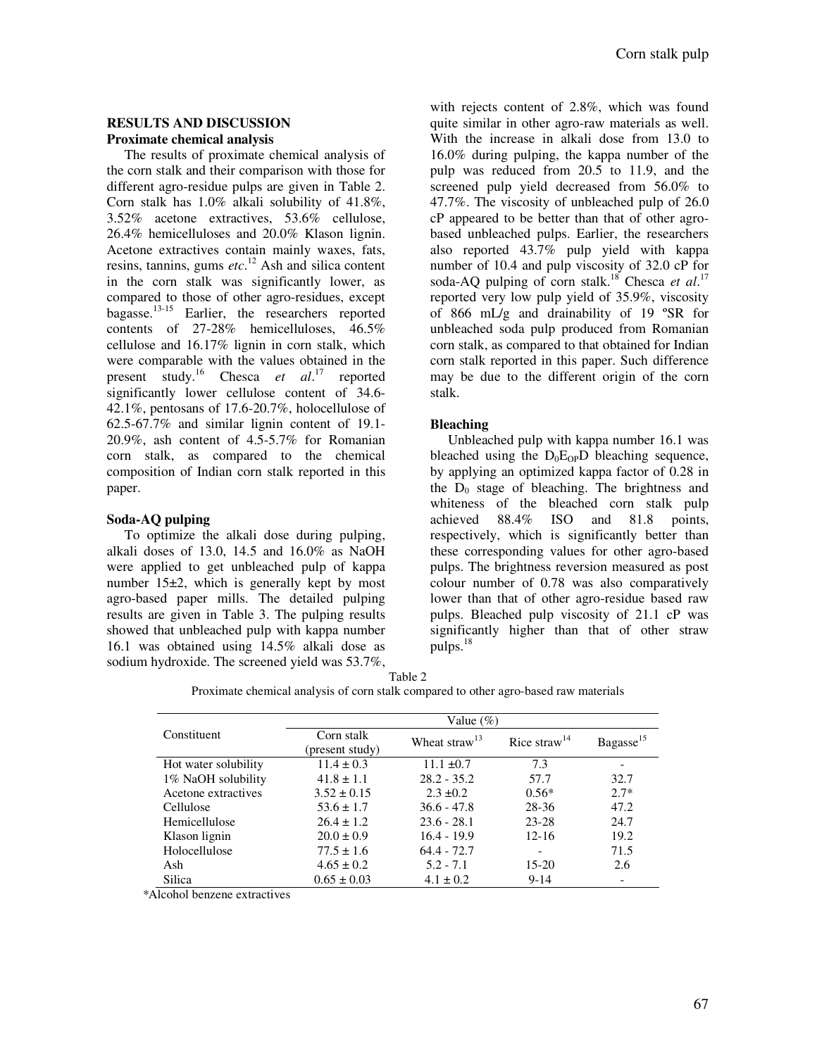## RESULTS AND DISCUSSION

### Proximate chemical analysis

The results of proximate chemical analysis of the corn stalk and their comparison with those for different agro-residue pulps are given in Table 2. Corn stalk has 1.0% alkali solubility of 41.8%, 3.52% acetone extractives, 53.6% cellulose, 26.4% hemicelluloses and 20.0% Klason lignin. Acetone extractives contain mainly waxes, fats, resins, tannins, gums *etc*.[12] Ash and silica content in the corn stalk was significantly lower, as compared to those of other agro-residues, except bagasse.[13-15] Earlier, the researchers reported contents of 27-28% hemicelluloses, 46.5% cellulose and 16.17% lignin in corn stalk, which were comparable with the values obtained in the present study.[16] Chesca *et al*.[17] reported significantly lower cellulose content of 34.6-42.1%, pentosans of 17.6-20.7%, holocellulose of 62.5-67.7% and similar lignin content of 19.1-20.9%, ash content of 4.5-5.7% for Romanian corn stalk, as compared to the chemical composition of Indian corn stalk reported in this paper.

### Soda-AQ pulping

To optimize the alkali dose during pulping, alkali doses of 13.0, 14.5 and 16.0% as NaOH were applied to get unbleached pulp of kappa number 15±2, which is generally kept by most agro-based paper mills. The detailed pulping results are given in Table 3. The pulping results showed that unbleached pulp with kappa number 16.1 was obtained using 14.5% alkali dose as sodium hydroxide. The screened yield was 53.7%, with rejects content of 2.8%, which was found quite similar in other agro-raw materials as well. With the increase in alkali dose from 13.0 to 16.0% during pulping, the kappa number of the pulp was reduced from 20.5 to 11.9, and the screened pulp yield decreased from 56.0% to 47.7%. The viscosity of unbleached pulp of 26.0 cP appeared to be better than that of other agro-based unbleached pulps. Earlier, the researchers also reported 43.7% pulp yield with kappa number of 10.4 and pulp viscosity of 32.0 cP for soda-AQ pulping of corn stalk.[18] Chesca *et al*.[17] reported very low pulp yield of 35.9%, viscosity of 866 mL/g and drainability of 19 ºSR for unbleached soda pulp produced from Romanian corn stalk, as compared to that obtained for Indian corn stalk reported in this paper. Such difference may be due to the different origin of the corn stalk.

### Bleaching

Unbleached pulp with kappa number 16.1 was bleached using the $D_0E_{OP}D$ bleaching sequence, by applying an optimized kappa factor of 0.28 in the $D_0$ stage of bleaching. The brightness and whiteness of the bleached corn stalk pulp achieved 88.4% ISO and 81.8 points, respectively, which is significantly better than these corresponding values for other agro-based pulps. The brightness reversion measured as post colour number of 0.78 was also comparatively lower than that of other agro-residue based raw pulps. Bleached pulp viscosity of 21.1 cP was significantly higher than that of other straw pulps.[18]

Table 2
Proximate chemical analysis of corn stalk compared to other agro-based raw materials

| Constituent | Value (%) | | | |
|---|---|---|---|---|
| | Corn stalk (present study) | Wheat straw[13] | Rice straw[14] | Bagasse[15] |
| Hot water solubility | 11.4 ± 0.3 | 11.1 ±0.7 | 7.3 | - |
| 1% NaOH solubility | 41.8 ± 1.1 | 28.2 - 35.2 | 57.7 | 32.7 |
| Acetone extractives | 3.52 ± 0.15 | 2.3 ±0.2 | 0.56* | 2.7* |
| Cellulose | 53.6 ± 1.7 | 36.6 - 47.8 | 28-36 | 47.2 |
| Hemicellulose | 26.4 ± 1.2 | 23.6 - 28.1 | 23-28 | 24.7 |
| Klason lignin | 20.0 ± 0.9 | 16.4 - 19.9 | 12-16 | 19.2 |
| Holocellulose | 77.5 ± 1.6 | 64.4 - 72.7 | - | 71.5 |
| Ash | 4.65 ± 0.2 | 5.2 - 7.1 | 15-20 | 2.6 |
| Silica | 0.65 ± 0.03 | 4.1 ± 0.2 | 9-14 | - |

*Alcohol benzene extractives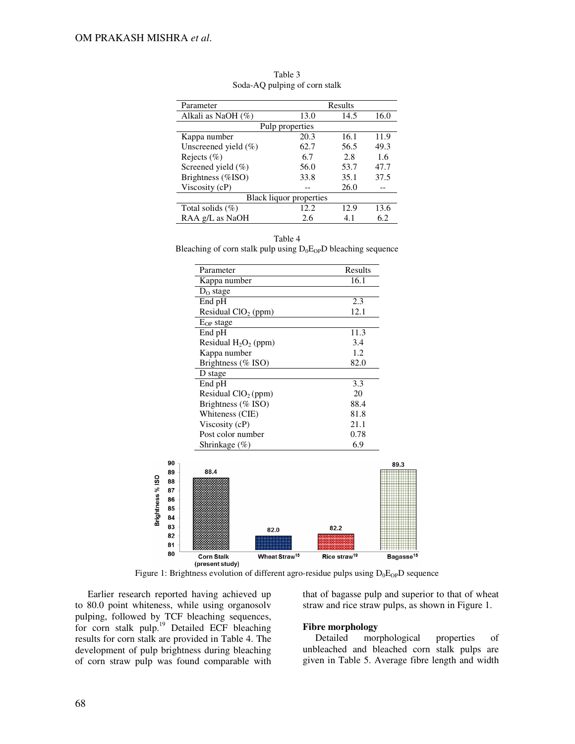Table 3
Soda-AQ pulping of corn stalk

| Parameter | Results | | |
|---|---|---|---|
| Alkali as NaOH (%) | 13.0 | 14.5 | 16.0 |
| Pulp properties | | | |
| Kappa number | 20.3 | 16.1 | 11.9 |
| Unscreened yield (%) | 62.7 | 56.5 | 49.3 |
| Rejects (%) | 6.7 | 2.8 | 1.6 |
| Screened yield (%) | 56.0 | 53.7 | 47.7 |
| Brightness (%ISO) | 33.8 | 35.1 | 37.5 |
| Viscosity (cP) | -- | 26.0 | -- |
| Black liquor properties | | | |
| Total solids (%) | 12.2 | 12.9 | 13.6 |
| RAA g/L as NaOH | 2.6 | 4.1 | 6.2 |

Table 4
Bleaching of corn stalk pulp using $D_0E_{OP}D$ bleaching sequence

| Parameter | Results |
|---|---|
| Kappa number | 16.1 |
| $D_O$ stage | |
| End pH | 2.3 |
| Residual $ClO_2$ (ppm) | 12.1 |
| $E_{OP}$ stage | |
| End pH | 11.3 |
| Residual $H_2O_2$ (ppm) | 3.4 |
| Kappa number | 1.2 |
| Brightness (% ISO) | 82.0 |
| D stage | |
| End pH | 3.3 |
| Residual $ClO_2$ (ppm) | 20 |
| Brightness (% ISO) | 88.4 |
| Whiteness (CIE) | 81.8 |
| Viscosity (cP) | 21.1 |
| Post color number | 0.78 |
| Shrinkage (%) | 6.9 |

Figure 1: Brightness evolution of different agro-residue pulps using $D_0E_{OP}D$ sequence

Earlier research reported having achieved up to 80.0 point whiteness, while using organosolv pulping, followed by TCF bleaching sequences, for corn stalk pulp.[19] Detailed ECF bleaching results for corn stalk are provided in Table 4. The development of pulp brightness during bleaching of corn straw pulp was found comparable with that of bagasse pulp and superior to that of wheat straw and rice straw pulps, as shown in Figure 1.

### Fibre morphology

Detailed morphological properties of unbleached and bleached corn stalk pulps are given in Table 5. Average fibre length and width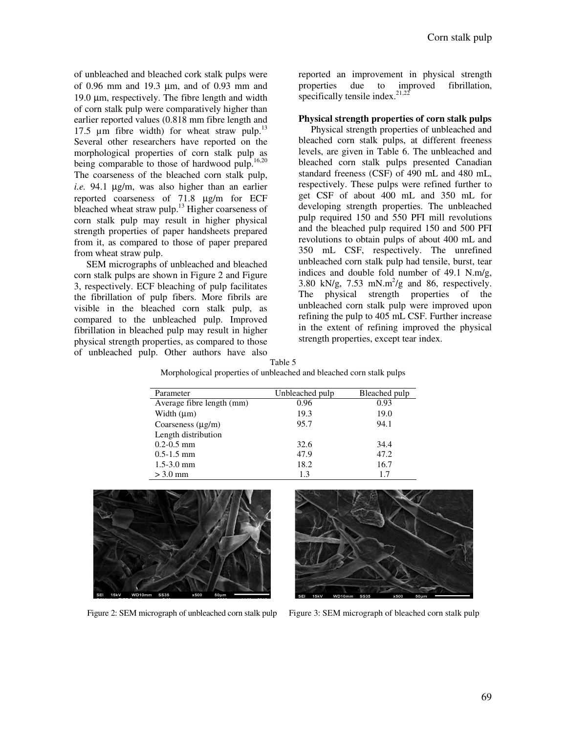of unbleached and bleached cork stalk pulps were of 0.96 mm and 19.3 µm, and of 0.93 mm and 19.0 µm, respectively. The fibre length and width of corn stalk pulp were comparatively higher than earlier reported values (0.818 mm fibre length and 17.5 µm fibre width) for wheat straw pulp.[13] Several other researchers have reported on the morphological properties of corn stalk pulp as being comparable to those of hardwood pulp.[16,20] The coarseness of the bleached corn stalk pulp, *i.e.* 94.1 µg/m, was also higher than an earlier reported coarseness of 71.8 µg/m for ECF bleached wheat straw pulp.[13] Higher coarseness of corn stalk pulp may result in higher physical strength properties of paper handsheets prepared from it, as compared to those of paper prepared from wheat straw pulp.

SEM micrographs of unbleached and bleached corn stalk pulps are shown in Figure 2 and Figure 3, respectively. ECF bleaching of pulp facilitates the fibrillation of pulp fibers. More fibrils are visible in the bleached corn stalk pulp, as compared to the unbleached pulp. Improved fibrillation in bleached pulp may result in higher physical strength properties, as compared to those of unbleached pulp. Other authors have also reported an improvement in physical strength properties due to improved fibrillation, specifically tensile index.[21,22]

**Physical strength properties of corn stalk pulps**

Physical strength properties of unbleached and bleached corn stalk pulps, at different freeness levels, are given in Table 6. The unbleached and bleached corn stalk pulps presented Canadian standard freeness (CSF) of 490 mL and 480 mL, respectively. These pulps were refined further to get CSF of about 400 mL and 350 mL for developing strength properties. The unbleached pulp required 150 and 550 PFI mill revolutions and the bleached pulp required 150 and 500 PFI revolutions to obtain pulps of about 400 mL and 350 mL CSF, respectively. The unrefined unbleached corn stalk pulp had tensile, burst, tear indices and double fold number of 49.1 N.m/g, 3.80 kN/g, 7.53 mN.m$^2$/g and 86, respectively. The physical strength properties of the unbleached corn stalk pulp were improved upon refining the pulp to 405 mL CSF. Further increase in the extent of refining improved the physical strength properties, except tear index.

Table 5
Morphological properties of unbleached and bleached corn stalk pulps

| Parameter | Unbleached pulp | Bleached pulp |
|---|---|---|
| Average fibre length (mm) | 0.96 | 0.93 |
| Width (µm) | 19.3 | 19.0 |
| Coarseness (µg/m) | 95.7 | 94.1 |
| Length distribution | | |
| 0.2-0.5 mm | 32.6 | 34.4 |
| 0.5-1.5 mm | 47.9 | 47.2 |
| 1.5-3.0 mm | 18.2 | 16.7 |
| > 3.0 mm | 1.3 | 1.7 |

Figure 2: SEM micrograph of unbleached corn stalk pulp

Figure 3: SEM micrograph of bleached corn stalk pulp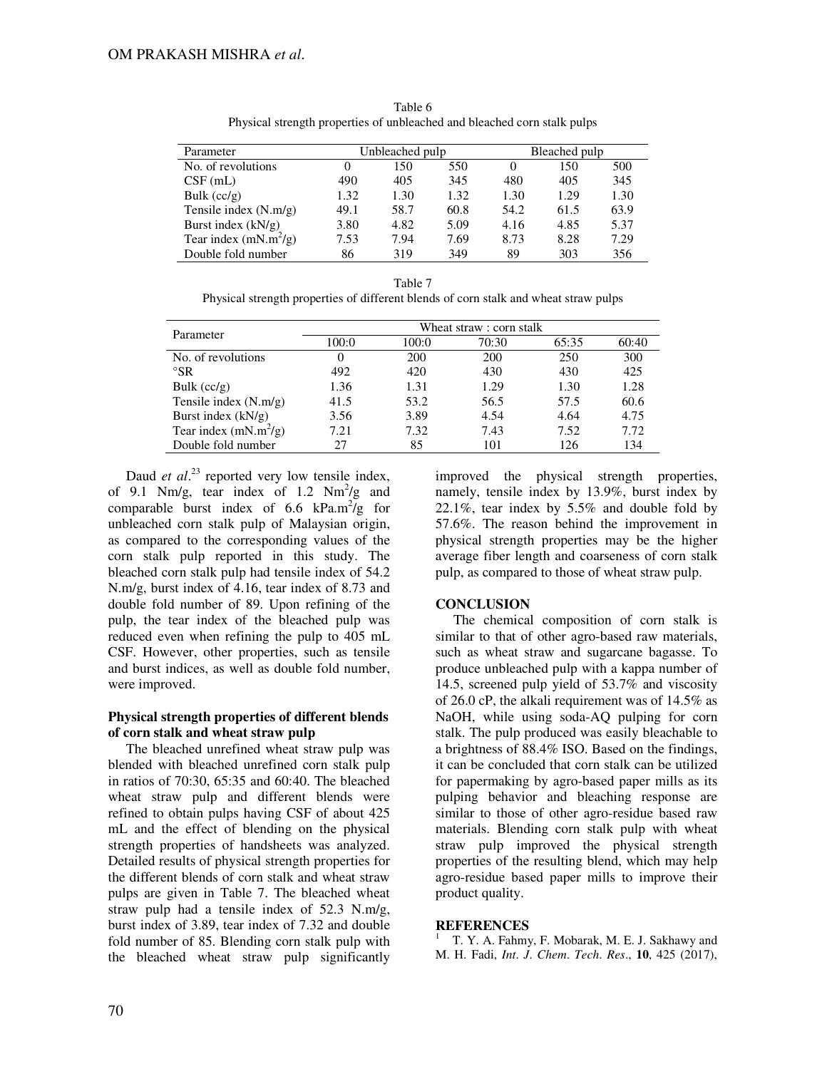Table 6
Physical strength properties of unbleached and bleached corn stalk pulps

| Parameter | Unbleached pulp | | | Bleached pulp | | |
|---|---|---|---|---|---|---|
| No. of revolutions | 0 | 150 | 550 | 0 | 150 | 500 |
| CSF (mL) | 490 | 405 | 345 | 480 | 405 | 345 |
| Bulk (cc/g) | 1.32 | 1.30 | 1.32 | 1.30 | 1.29 | 1.30 |
| Tensile index (N.m/g) | 49.1 | 58.7 | 60.8 | 54.2 | 61.5 | 63.9 |
| Burst index (kN/g) | 3.80 | 4.82 | 5.09 | 4.16 | 4.85 | 5.37 |
| Tear index (mN.m$^2$/g) | 7.53 | 7.94 | 7.69 | 8.73 | 8.28 | 7.29 |
| Double fold number | 86 | 319 | 349 | 89 | 303 | 356 |

Table 7
Physical strength properties of different blends of corn stalk and wheat straw pulps

| Parameter | Wheat straw : corn stalk | | | | |
|---|---|---|---|---|---|
| | 100:0 | 100:0 | 70:30 | 65:35 | 60:40 |
| No. of revolutions | 0 | 200 | 200 | 250 | 300 |
| °SR | 492 | 420 | 430 | 430 | 425 |
| Bulk (cc/g) | 1.36 | 1.31 | 1.29 | 1.30 | 1.28 |
| Tensile index (N.m/g) | 41.5 | 53.2 | 56.5 | 57.5 | 60.6 |
| Burst index (kN/g) | 3.56 | 3.89 | 4.54 | 4.64 | 4.75 |
| Tear index (mN.m$^2$/g) | 7.21 | 7.32 | 7.43 | 7.52 | 7.72 |
| Double fold number | 27 | 85 | 101 | 126 | 134 |

Daud *et al*.[23] reported very low tensile index, of 9.1 Nm/g, tear index of 1.2 Nm$^2$/g and comparable burst index of 6.6 kPa.m$^2$/g for unbleached corn stalk pulp of Malaysian origin, as compared to the corresponding values of the corn stalk pulp reported in this study. The bleached corn stalk pulp had tensile index of 54.2 N.m/g, burst index of 4.16, tear index of 8.73 and double fold number of 89. Upon refining of the pulp, the tear index of the bleached pulp was reduced even when refining the pulp to 405 mL CSF. However, other properties, such as tensile and burst indices, as well as double fold number, were improved.

**Physical strength properties of different blends of corn stalk and wheat straw pulp**

The bleached unrefined wheat straw pulp was blended with bleached unrefined corn stalk pulp in ratios of 70:30, 65:35 and 60:40. The bleached wheat straw pulp and different blends were refined to obtain pulps having CSF of about 425 mL and the effect of blending on the physical strength properties of handsheets was analyzed. Detailed results of physical strength properties for the different blends of corn stalk and wheat straw pulps are given in Table 7. The bleached wheat straw pulp had a tensile index of 52.3 N.m/g, burst index of 3.89, tear index of 7.32 and double fold number of 85. Blending corn stalk pulp with the bleached wheat straw pulp significantly improved the physical strength properties, namely, tensile index by 13.9%, burst index by 22.1%, tear index by 5.5% and double fold by 57.6%. The reason behind the improvement in physical strength properties may be the higher average fiber length and coarseness of corn stalk pulp, as compared to those of wheat straw pulp.

## CONCLUSION

The chemical composition of corn stalk is similar to that of other agro-based raw materials, such as wheat straw and sugarcane bagasse. To produce unbleached pulp with a kappa number of 14.5, screened pulp yield of 53.7% and viscosity of 26.0 cP, the alkali requirement was of 14.5% as NaOH, while using soda-AQ pulping for corn stalk. The pulp produced was easily bleachable to a brightness of 88.4% ISO. Based on the findings, it can be concluded that corn stalk can be utilized for papermaking by agro-based paper mills as its pulping behavior and bleaching response are similar to those of other agro-residue based raw materials. Blending corn stalk pulp with wheat straw pulp improved the physical strength properties of the resulting blend, which may help agro-residue based paper mills to improve their product quality.

## REFERENCES

[1] T. Y. A. Fahmy, F. Mobarak, M. E. J. Sakhawy and M. H. Fadi, *Int. J. Chem. Tech. Res*., **10**, 425 (2017),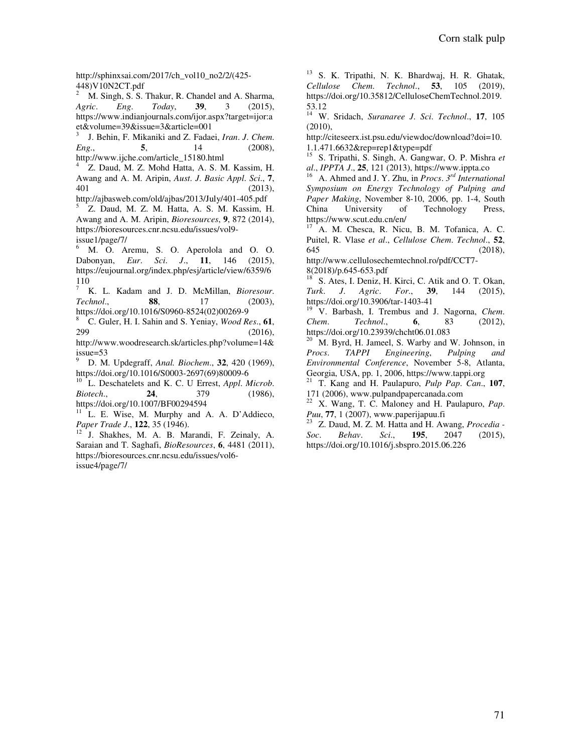http://sphinxsai.com/2017/ch_vol10_no2/2/(425-448)V10N2CT.pdf

[2] M. Singh, S. S. Thakur, R. Chandel and A. Sharma, *Agric. Eng. Today*, **39**, 3 (2015), https://www.indianjournals.com/ijor.aspx?target=ijor:aet&volume=39&issue=3&article=001

[3] J. Behin, F. Mikaniki and Z. Fadaei, *Iran. J. Chem. Eng.*, **5**, 14 (2008), http://www.ijche.com/article_15180.html

[4] Z. Daud, M. Z. Mohd Hatta, A. S. M. Kassim, H. Awang and A. M. Aripin, *Aust. J. Basic Appl. Sci.*, **7**, 401 (2013), http://ajbasweb.com/old/ajbas/2013/July/401-405.pdf

[5] Z. Daud, M. Z. M. Hatta, A. S. M. Kassim, H. Awang and A. M. Aripin, *Bioresources*, **9**, 872 (2014), https://bioresources.cnr.ncsu.edu/issues/vol9-issue1/page/7/

[6] M. O. Aremu, S. O. Aperolola and O. O. Dabonyan, *Eur. Sci. J.*, **11**, 146 (2015), https://eujournal.org/index.php/esj/article/view/6359/6110

[7] K. L. Kadam and J. D. McMillan, *Bioresour. Technol.*, **88**, 17 (2003), https://doi.org/10.1016/S0960-8524(02)00269-9

[8] C. Guler, H. I. Sahin and S. Yeniay, *Wood Res.*, **61**, 299 (2016), http://www.woodresearch.sk/articles.php?volume=14&issue=53

[9] D. M. Updegraff, *Anal. Biochem.*, **32**, 420 (1969), https://doi.org/10.1016/S0003-2697(69)80009-6

[10] L. Deschatelets and K. C. U Errest, *Appl. Microb. Biotech.*, **24**, 379 (1986), https://doi.org/10.1007/BF00294594

[11] L. E. Wise, M. Murphy and A. A. D'Addieco, *Paper Trade J.*, **122**, 35 (1946).

[12] J. Shakhes, M. A. B. Marandi, F. Zeinaly, A. Saraian and T. Saghafi, *BioResources*, **6**, 4481 (2011), https://bioresources.cnr.ncsu.edu/issues/vol6-issue4/page/7/

[13] S. K. Tripathi, N. K. Bhardwaj, H. R. Ghatak, *Cellulose Chem. Technol.*, **53**, 105 (2019), https://doi.org/10.35812/CelluloseChemTechnol.2019.53.12

[14] W. Sridach, *Suranaree J. Sci. Technol.*, **17**, 105 (2010), http://citeseerx.ist.psu.edu/viewdoc/download?doi=10.1.1.471.6632&rep=rep1&type=pdf

[15] S. Tripathi, S. Singh, A. Gangwar, O. P. Mishra *et al.*, *IPPTA J.*, **25**, 121 (2013), https://www.ippta.co

[16] A. Ahmed and J. Y. Zhu, in *Procs. 3rd International Symposium on Energy Technology of Pulping and Paper Making*, November 8-10, 2006, pp. 1-4, South China University of Technology Press, https://www.scut.edu.cn/en/

[17] A. M. Chesca, R. Nicu, B. M. Tofanica, A. C. Puitel, R. Vlase *et al.*, *Cellulose Chem. Technol.*, **52**, 645 (2018), http://www.cellulosechemtechnol.ro/pdf/CCT7-8(2018)/p.645-653.pdf

[18] S. Ates, I. Deniz, H. Kirci, C. Atik and O. T. Okan, *Turk. J. Agric. For.*, **39**, 144 (2015), https://doi.org/10.3906/tar-1403-41

[19] V. Barbash, I. Trembus and J. Nagorna, *Chem. Chem. Technol.*, **6**, 83 (2012), https://doi.org/10.23939/chcht06.01.083

[20] M. Byrd, H. Jameel, S. Warby and W. Johnson, in *Procs. TAPPI Engineering, Pulping and Environmental Conference*, November 5-8, Atlanta, Georgia, USA, pp. 1, 2006, https://www.tappi.org

[21] T. Kang and H. Paulapuro, *Pulp Pap. Can.*, **107**, 171 (2006), www.pulpandpapercanada.com

[22] X. Wang, T. C. Maloney and H. Paulapuro, *Pap. Puu*, **77**, 1 (2007), www.paperijapuu.fi

[23] Z. Daud, M. Z. M. Hatta and H. Awang, *Procedia - Soc. Behav. Sci.*, **195**, 2047 (2015), https://doi.org/10.1016/j.sbspro.2015.06.226